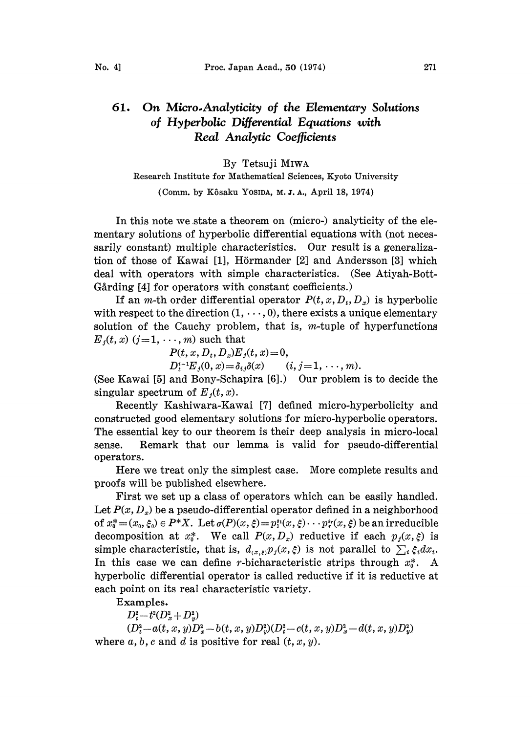# 61. On Micro-Analyticity of the Elementary Solutions of Hyperbolic Differential Equations with Real Analytic Coefficients

By Tetsuji MIWA

Research Institute for Mathematical Sciences, Kyoto University

(Comm. by Kôsaku YOSIDA, M. J. A., April 18, 1974)

In this note we state a theorem on (micro-) analyticity of the elementary solutions of hyperbolic differential equations with (not necessarily constant) multiple characteristics. Our result is a generalization of those of Kawai [1], Hörmander [2] and Andersson [3] which deal with operators with simple characteristics. (See Atiyah-Bott-Gårding [4] for operators with constant coefficients.)

If an $m$-th order differential operator $P(t, x, D_t, D_x)$ is hyperbolic with respect to the direction $(1, \cdots, 0)$, there exists a unique elementary solution of the Cauchy problem, that is, $m$-tuple of hyperfunctions $E_j(t, x)$ $(j=1, \cdots, m)$ such that

$$P(t, x, D_t, D_x)E_j(t, x)=0,$$

$$D_t^{i-1}E_j(0, x)=\delta_{ij}\delta(x) \qquad (i, j=1, \cdots, m).$$

(See Kawai [5] and Bony-Schapira [6].) Our problem is to decide the singular spectrum of $E_j(t, x)$.

Recently Kashiwara-Kawai [7] defined micro-hyperbolicity and constructed good elementary solutions for micro-hyperbolic operators. The essential key to our theorem is their deep analysis in micro-local sense. Remark that our lemma is valid for pseudo-differential operators.

Here we treat only the simplest case. More complete results and proofs will be published elsewhere.

First we set up a class of operators which can be easily handled. Let $P(x, D_x)$ be a pseudo-differential operator defined in a neighborhood of $x_0^*=(x_0, \xi_0) \in P^*X$. Let $\sigma(P)(x, \xi)=p_1^{s_1}(x, \xi)\cdots p_r^{s_r}(x, \xi)$ be an irreducible decomposition at $x_0^*$. We call $P(x, D_x)$ reductive if each $p_j(x, \xi)$ is simple characteristic, that is, $d_{(x,\xi)}p_j(x, \xi)$ is not parallel to $\sum_i \xi_i dx_i$. In this case we can define $r$-bicharacteristic strips through $x_0^*$. A hyperbolic differential operator is called reductive if it is reductive at each point on its real characteristic variety.

Examples.

$$D_t^2-t^2(D_x^2+D_y^2)$$

$$(D_t^2-a(t, x, y)D_x^2-b(t, x, y)D_y^2)(D_t^2-c(t, x, y)D_x^2-d(t, x, y)D_y^2)$$

where $a, b, c$ and $d$ is positive for real $(t, x, y)$.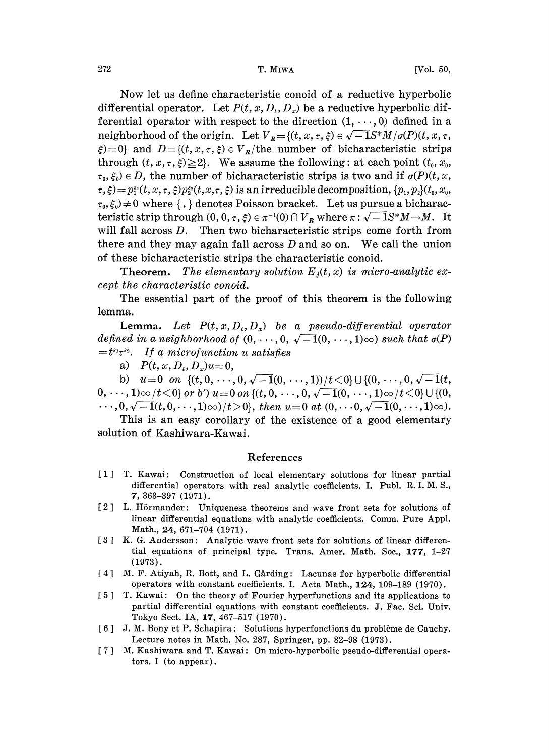Now let us define characteristic conoid of a reductive hyperbolic differential operator. Let $P(t, x, D_t, D_x)$ be a reductive hyperbolic differential operator with respect to the direction $(1, \cdots, 0)$ defined in a neighborhood of the origin. Let $V_R = \{(t, x, \tau, \xi) \in \sqrt{-1}S^*M / \sigma(P)(t, x, \tau, \xi) = 0\}$ and $D = \{(t, x, \tau, \xi) \in V_R /$the number of bicharacteristic strips through $(t, x, \tau, \xi) \geqq 2\}$. We assume the following: at each point $(t_0, x_0, \tau_0, \xi_0) \in D$, the number of bicharacteristic strips is two and if $\sigma(P)(t, x, \tau, \xi) = p_1^{s_1}(t, x, \tau, \xi) p_2^{s_2}(t, x, \tau, \xi)$ is an irreducible decomposition, $\{p_1, p_2\}(t_0, x_0, \tau_0, \xi_0) \neq 0$ where $\{\ ,\ \}$ denotes Poisson bracket. Let us pursue a bicharacteristic strip through $(0, 0, \tau, \xi) \in \pi^{-1}(0) \cap V_R$ where $\pi : \sqrt{-1}S^*M \to M$. It will fall across $D$. Then two bicharacteristic strips come forth from there and they may again fall across $D$ and so on. We call the union of these bicharacteristic strips the characteristic conoid.

**Theorem.** *The elementary solution $E_j(t, x)$ is micro-analytic except the characteristic conoid.*

The essential part of the proof of this theorem is the following lemma.

**Lemma.** *Let $P(t, x, D_t, D_x)$ be a pseudo-differential operator defined in a neighborhood of $(0, \cdots, 0, \sqrt{-1}(0, \cdots, 1)\infty)$ such that $\sigma(P) = t^{s_1}\tau^{s_2}$. If a microfunction $u$ satisfies*

a) $P(t, x, D_t, D_x)u = 0$,

b) $u = 0$ *on* $\{(t, 0, \cdots, 0, \sqrt{-1}(0, \cdots, 1))/t < 0\} \cup \{(0, \cdots, 0, \sqrt{-1}(t, 0, \cdots, 1)\infty / t < 0\}$ *or* b′) $u = 0$ *on* $\{(t, 0, \cdots, 0, \sqrt{-1}(0, \cdots, 1)\infty / t < 0\} \cup \{(0, \cdots, 0, \sqrt{-1}(t, 0, \cdots, 1)\infty) / t > 0\}$, *then* $u = 0$ *at* $(0, \cdots 0, \sqrt{-1}(0, \cdots, 1)\infty)$.

This is an easy corollary of the existence of a good elementary solution of Kashiwara-Kawai.

## References

[1] T. Kawai: Construction of local elementary solutions for linear partial differential operators with real analytic coefficients. I. Publ. R. I. M. S., **7**, 363–397 (1971).

[2] L. Hörmander: Uniqueness theorems and wave front sets for solutions of linear differential equations with analytic coefficients. Comm. Pure Appl. Math., **24**, 671–704 (1971).

[3] K. G. Andersson: Analytic wave front sets for solutions of linear differential equations of principal type. Trans. Amer. Math. Soc., **177**, 1–27 (1973).

[4] M. F. Atiyah, R. Bott, and L. Gårding: Lacunas for hyperbolic differential operators with constant coefficients. I. Acta Math., **124**, 109–189 (1970).

[5] T. Kawai: On the theory of Fourier hyperfunctions and its applications to partial differential equations with constant coefficients. J. Fac. Sci. Univ. Tokyo Sect. IA, **17**, 467–517 (1970).

[6] J. M. Bony et P. Schapira: Solutions hyperfonctions du problème de Cauchy. Lecture notes in Math. No. 287, Springer, pp. 82–98 (1973).

[7] M. Kashiwara and T. Kawai: On micro-hyperbolic pseudo-differential operators. I (to appear).